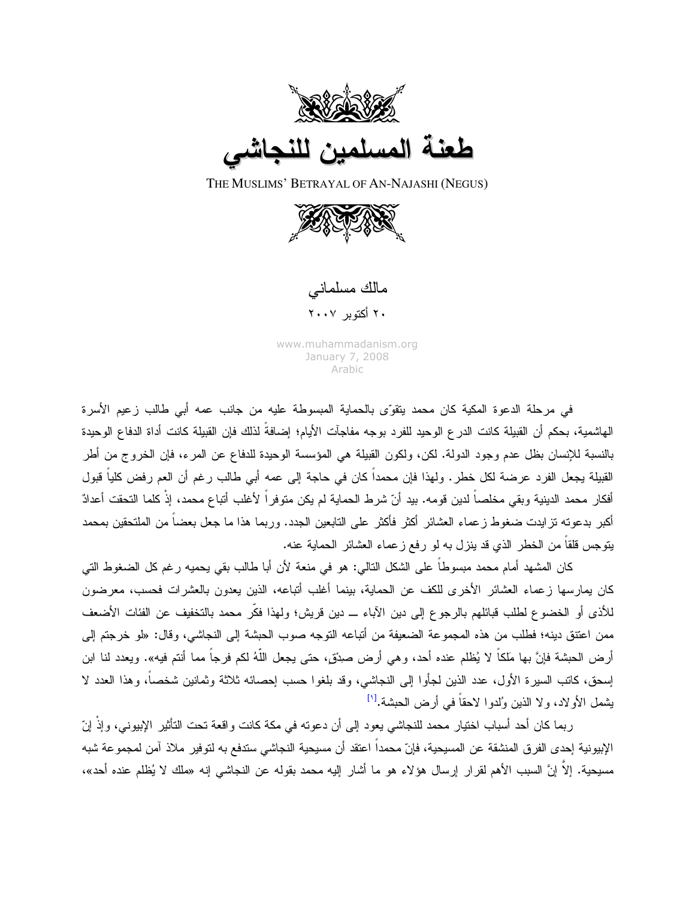# طعنة المسلمين للنجاشي

THE MUSLIMS' BETRAYAL OF AN-NAJASHI (NEGUS)

مالك مسلماني

٢٠ أكتوبر ٢٠٠٧

www.muhammadanism.org
January 7, 2008
Arabic

في مرحلة الدعوة المكية كان محمد يتقوّى بالحماية المبسوطة عليه من جانب عمه أبي طالب زعيم الأسرة الهاشمية، بحكم أن القبيلة كانت الدرع الوحيد للفرد بوجه مفاجآت الأيام؛ إضافةً لذلك فإن القبيلة كانت أداة الدفاع الوحيدة بالنسبة للإنسان بظل عدم وجود الدولة. لكن، ولكون القبيلة هي المؤسسة الوحيدة للدفاع عن المرء، فإن الخروج من أطر القبيلة يجعل الفرد عرضة لكل خطر. ولهذا فإن محمداً كان في حاجة إلى عمه أبي طالب رغم أن العم رفض كلياً قبول أفكار محمد الدينية وبقي مخلصاً لدين قومه. بيد أنّ شرط الحماية لم يكن متوفراً لأغلب أتباع محمد، إذْ كلما التحقت أعدادٌ أكبر بدعوته تزايدت ضغوط زعماء العشائر أكثر فأكثر على التابعين الجدد. وربما هذا ما جعل بعضاً من الملتحقين بمحمد يتوجس قلقاً من الخطر الذي قد ينزل به لو رفع زعماء العشائر الحماية عنه.

كان المشهد أمام محمد مبسوطاً على الشكل التالي: هو في منعة لأن أبا طالب بقي يحميه رغم كل الضغوط التي كان يمارسها زعماء العشائر الأخرى للكف عن الحماية، بينما أغلب أتباعه، الذين يعدون بالعشرات فحسب، معرضون للأذى أو الخضوع لطلب قبائلهم بالرجوع إلى دين الآباء ـــ دين قريش؛ ولهذا فكّر محمد بالتخفيف عن الفئات الأضعف ممن اعتنق دينه؛ فطلب من هذه المجموعة الضعيفة من أتباعه التوجه صوب الحبشة إلى النجاشي، وقال: «لو خرجتم إلى أرض الحبشة فإنَّ بها مَلكاً لا يُظلم عنده أحد، وهي أرض صِدْقٍ، حتى يجعل اللّهُ لكم فرجاً مما أنتم فيه». ويعدد لنا ابن إسحق، كاتب السيرة الأول، عدد الذين لجأوا إلى النجاشي، وقد بلغوا حسب إحصائه ثلاثة وثمانين شخصاً، وهذا العدد لا يشمل الأولاد، ولا الذين وُلدوا لاحقاً في أرض الحبشة.[١]

ربما كان أحد أسباب اختيار محمد للنجاشي يعود إلى أن دعوته في مكة كانت واقعة تحت التأثير الإبيوني، وإذْ إنّ الإبيونية إحدى الفرق المنشقة عن المسيحية، فإنّ محمداً اعتقد أن مسيحية النجاشي ستدفع به لتوفير ملاذ آمن لمجموعة شبه مسيحية. إلاَّ إنَّ السبب الأهم لقرار إرسال هؤلاء هو ما أشار إليه محمد بقوله عن النجاشي إنه «ملك لا يُظلم عنده أحد»،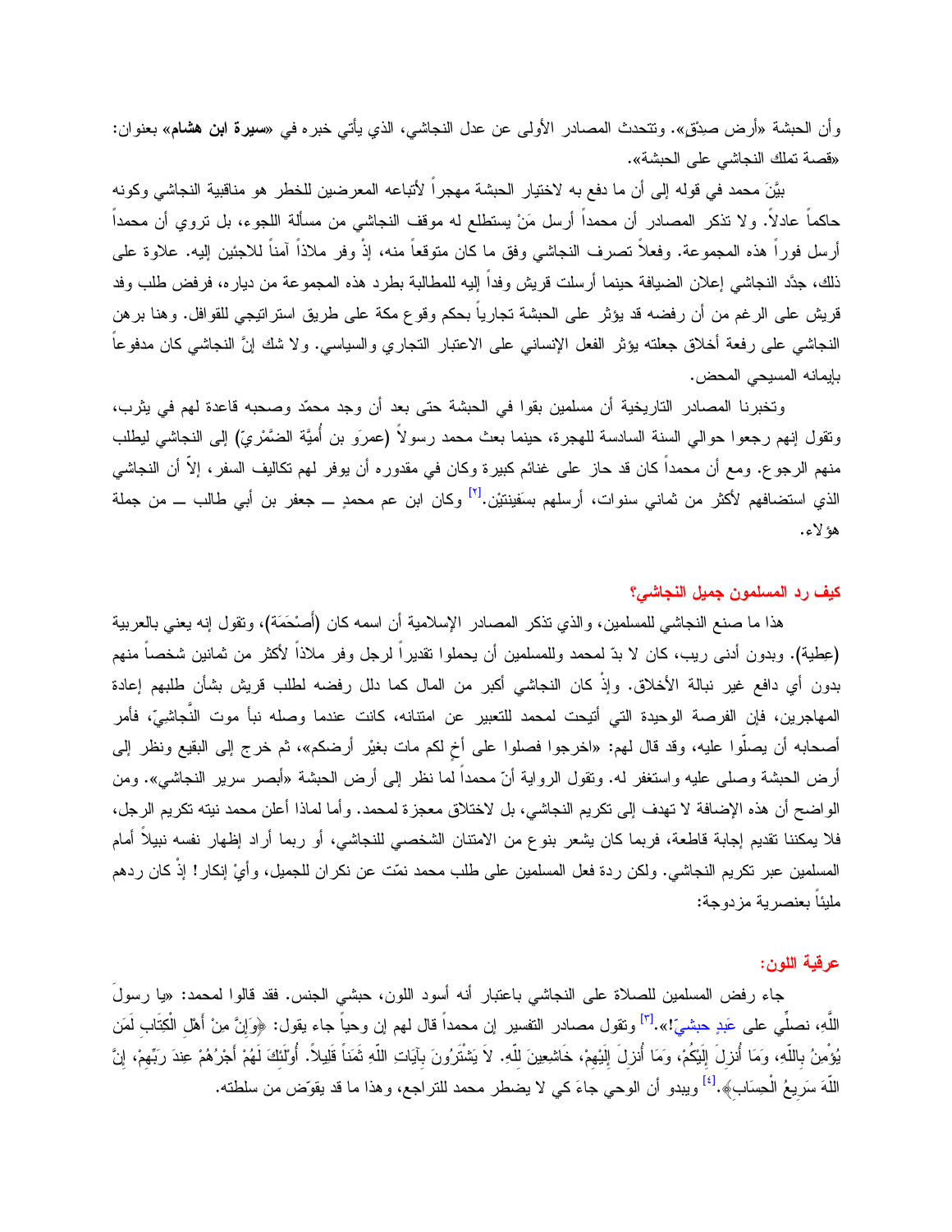وأن الحبشة «أرض صِدْقٍ». وتتحدث المصادر الأولى عن عدل النجاشي، الذي يأتي خبره في «**سيرة ابن هشام**» بعنوان: «قصة تملك النجاشي على الحبشة».

بيَّنَ محمد في قوله إلى أن ما دفع به لاختيار الحبشة مهجراً لأتباعه المعرضين للخطر هو مناقبية النجاشي وكونه حاكماً عادلاً. ولا تذكر المصادر أن محمداً أرسل مَنْ يستطلع له موقف النجاشي من مسألة اللجوء، بل تروي أن محمداً أرسل فوراً هذه المجموعة. وفعلاً تصرف النجاشي وفق ما كان متوقعاً منه، إذْ وفر ملاذاً آمناً للاجئين إليه. علاوة على ذلك، جدَّد النجاشي إعلان الضيافة حينما أرسلت قريش وفداً إليه للمطالبة بطرد هذه المجموعة من دياره، فرفض طلب وفد قريش على الرغم من أن رفضه قد يؤثر على الحبشة تجارياً بحكم وقوع مكة على طريق استراتيجي للقوافل. وهنا برهن النجاشي على رفعة أخلاق جعلته يؤثر الفعل الإنساني على الاعتبار التجاري والسياسي. ولا شك إنَّ النجاشي كان مدفوعاً بإيمانه المسيحي المحض.

وتخبرنا المصادر التاريخية أن مسلمين بقوا في الحبشة حتى بعد أن وجد محمّد وصحبه قاعدة لهم في يثرب، وتقول إنهم رجعوا حوالي السنة السادسة للهجرة، حينما بعث محمد رسولاً (عمرَو بن أُميَّة الضَّمْريّ) إلى النجاشي ليطلب منهم الرجوع. ومع أن محمداً كان قد حاز على غنائم كبيرة وكان في مقدوره أن يوفر لهم تكاليف السفر، إلاّ أن النجاشي الذي استضافهم لأكثر من ثماني سنوات، أرسلهم بسَفينتيْن.[٢] وكان ابن عم محمدٍ ـــ جعفر بن أبي طالب ـــ من جملة هؤلاء.

## كيف رد المسلمون جميل النجاشي؟

هذا ما صنع النجاشي للمسلمين، والذي تذكر المصادر الإسلامية أن اسمه كان (أَصْحَمَة)، وتقول إنه يعني بالعربية (عطية). وبدون أدنى ريب، كان لا بدّ لمحمد وللمسلمين أن يحملوا تقديراً لرجل وفر ملاذاً لأكثر من ثمانين شخصاً منهم بدون أي دافع غير نبالة الأخلاق. وإذْ كان النجاشي أكبر من المال كما دلل رفضه لطلب قريش بشأن طلبهم إعادة المهاجرين، فإن الفرصة الوحيدة التي أتيحت لمحمد للتعبير عن امتنانه، كانت عندما وصله نبأ موت النَّجاشِيِّ، فأمر أصحابه أن يصلّوا عليه، وقد قال لهم: «اخرجوا فصلوا على أخٍ لكم مات بغيْر أرضكم»، ثم خرج إلى البقيع ونظر إلى أرض الحبشة وصلى عليه واستغفر له. وتقول الرواية أنّ محمداً لما نظر إلى أرض الحبشة «أبصر سرير النجاشي». ومن الواضح أن هذه الإضافة لا تهدف إلى تكريم النجاشي، بل لاختلاق معجزة لمحمد. وأما لماذا أعلن محمد نيته تكريم الرجل، فلا يمكننا تقديم إجابة قاطعة، فربما كان يشعر بنوع من الامتنان الشخصي للنجاشي، أو ربما أراد إظهار نفسه نبيلاً أمام المسلمين عبر تكريم النجاشي. ولكن ردة فعل المسلمين على طلب محمد نمّت عن نكران للجميل، وأيْ إنكار! إذْ كان ردهم مليئاً بعنصرية مزدوجة:

## عرقية اللون:

جاء رفض المسلمين للصلاة على النجاشي باعتبار أنه أسود اللون، حبشي الجنس. فقد قالوا لمحمد: «يا رسولَ اللَّهِ، نصلِّي على عَبدٍ حبشيّ!».[٣] وتقول مصادر التفسير إن محمداً قال لهم إن وحياً جاء يقول: ﴿وَإِنَّ مِنْ أَهْلِ الْكِتَابِ لَمَن يُؤْمِنُ بِاللّهِ، وَمَا أُنزِلَ إِلَيْكُمْ، وَمَا أُنزِلَ إِلَيْهِمْ، خَاشِعِينَ لِلّهِ. لاَ يَشْتَرُونَ بِآيَاتِ اللّهِ ثَمَناً قَلِيلاً. أُوْلَئِكَ لَهُمْ أَجْرُهُمْ عِندَ رَبِّهِمْ، إِنَّ اللّهَ سَرِيعُ الْحِسَابِ﴾.[٤] ويبدو أن الوحي جاءَ كي لا يضطر محمد للتراجع، وهذا ما قد يقوّض من سلطته.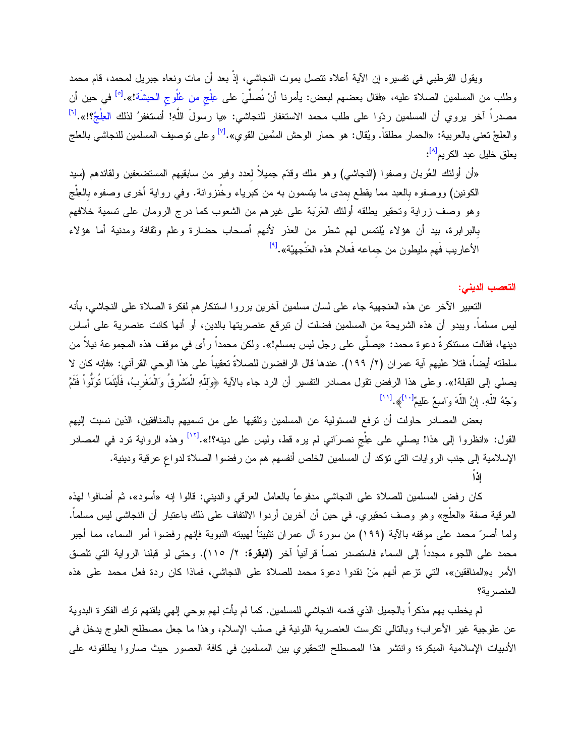ويقول القرطبي في تفسيره إن الآية أعلاه تتصل بموت النجاشي، إذْ بعد أن مات ونعاه جبريل لمحمد، قام محمد وطلب من المسلمين الصلاة عليه، «فقال بعضهم لبعض: يأمرنا أنْ نُصلِّيَ على عِلْجٍ من عُلُوجِ الحبشَة!».[٥] في حين أن مصدراً آخر يروي أن المسلمين ردّوا على طلب محمد الاستغفار للنجاشي: «يا رسولَ اللَّهِ! أنستغفرُ لذلك العِلْجُ؟!».[٦] والعلجُ تعني بالعربية: «الحمار مطلقاً. ويُقال: هو حمار الوحش السَّمين القوي».[٧] وعلى توصيف المسلمين للنجاشي بالعلج يعلق خليل عبد الكريم[٨]:

«أن أولئك العُربان وصفوا (النجاشي) وهو ملك وقدّم جميلاً لعدد وفير من سابقيهم المستضعفين ولقائدهم (سيد الكونين) ووصفوه بالعبد مما يقطع بمدى ما يتسمون به من كبرياء وخُنزوانة. وفي رواية أخرى وصفوه بالعِلْج وهو وصف زراية وتحقير يطلقه أولئك العَرَبة على غيرهم من الشعوب كما درج الرومان على تسمية خلافهم بالبرابرة، بيد أن هؤلاء يُلتمس لهم شطر من العذر لأنهم أصحاب حضارة وعلم وثقافة ومدنية أما هؤلاء الأعاريب فَهم مليطون من جماعه فَعلام هذه العَنْجهيّة».[٩]

**التعصب الديني:**

التعبير الآخر عن هذه العنجهية جاء على لسان مسلمين آخرين برروا استنكارهم لفكرة الصلاة على النجاشي، بأنه ليس مسلماً. ويبدو أن هذه الشريحة من المسلمين فضلت أن تبرقع عنصريتها بالدين، أو أنها كانت عنصرية على أساس دينها، فقالت مستنكرةً دعوة محمد: «يصلِّي على رجل ليس بمسلم!». ولكن محمداً رأى في موقف هذه المجموعة نيلاً من سلطته أيضاً، فتلا عليهم آية عمران (٢/ ١٩٩). عندها قال الرافضون للصلاةً تعقيباً على هذا الوحي القرآني: «فإنه كان لا يصلي إلى القبلة!». وعلى هذا الرفض تقول مصادر التفسير أن الرد جاء بالآية ﴿وَلِلّهِ الْمَشْرِقُ وَالْمَغْرِبُ، فَأَيْنَمَا تُوَلُّواْ فَثَمَّ وَجْهُ اللّهِ. إِنَّ اللّهَ وَاسِعٌ عَلِيمٌ[١٠]﴾.[١١]

بعض المصادر حاولت أن ترفع المسئولية عن المسلمين وتلقيها على من تسميهم بالمنافقين، الذين نسبت إليهم القول: «انظروا إلى هذا! يصلي على عِلْجٍ نصرانَي لم يره قط، وليس على دينه؟!».[١٢] وهذه الرواية ترد في المصادر الإسلامية إلى جنب الروايات التي تؤكد أن المسلمين الخلص أنفسهم هم من رفضوا الصلاة لدواعٍ عرقية ودينية.

**إذاً**

كان رفض المسلمين للصلاة على النجاشي مدفوعاً بالعامل العرقي والديني: قالوا إنه «أسود»، ثم أضافوا لهذه العرقية صفة «العلْج» وهو وصف تحقيري. في حين أن آخرين أردوا الالتفاف على ذلك باعتبار أن النجاشي ليس مسلماً. ولما أصرّ محمد على موقفه بالآية (١٩٩) من سورة آل عمران تثبيتاً لهيبته النبوية فإنهم رفضوا أمر السماء، مما أجبر محمد على اللجوء مجدداً إلى السماء فاستصدر نصاً قرآنياً آخر (**البقرة:** ٢/ ١١٥). وحتى لو قبلنا الرواية التي تلصق الأمر بـ«المنافقين»، التي تزعم أنهم مَنْ نقدوا دعوة محمد للصلاة على النجاشي، فماذا كان ردة فعل محمد على هذه العنصرية؟

لم يخطب بهم مذكراً بالجميل الذي قدمه النجاشي للمسلمين. كما لم يأتِ لهم بوحي إلهي يلقنهم ترك الفكرة البدوية عن علوجية غير الأعراب؛ وبالتالي تكرست العنصرية اللونية في صلب الإسلام، وهذا ما جعل مصطلح العلوج يدخل في الأدبيات الإسلامية المبكرة؛ وانتشر هذا المصطلح التحقيري بين المسلمين في كافة العصور حيث صاروا يطلقونه على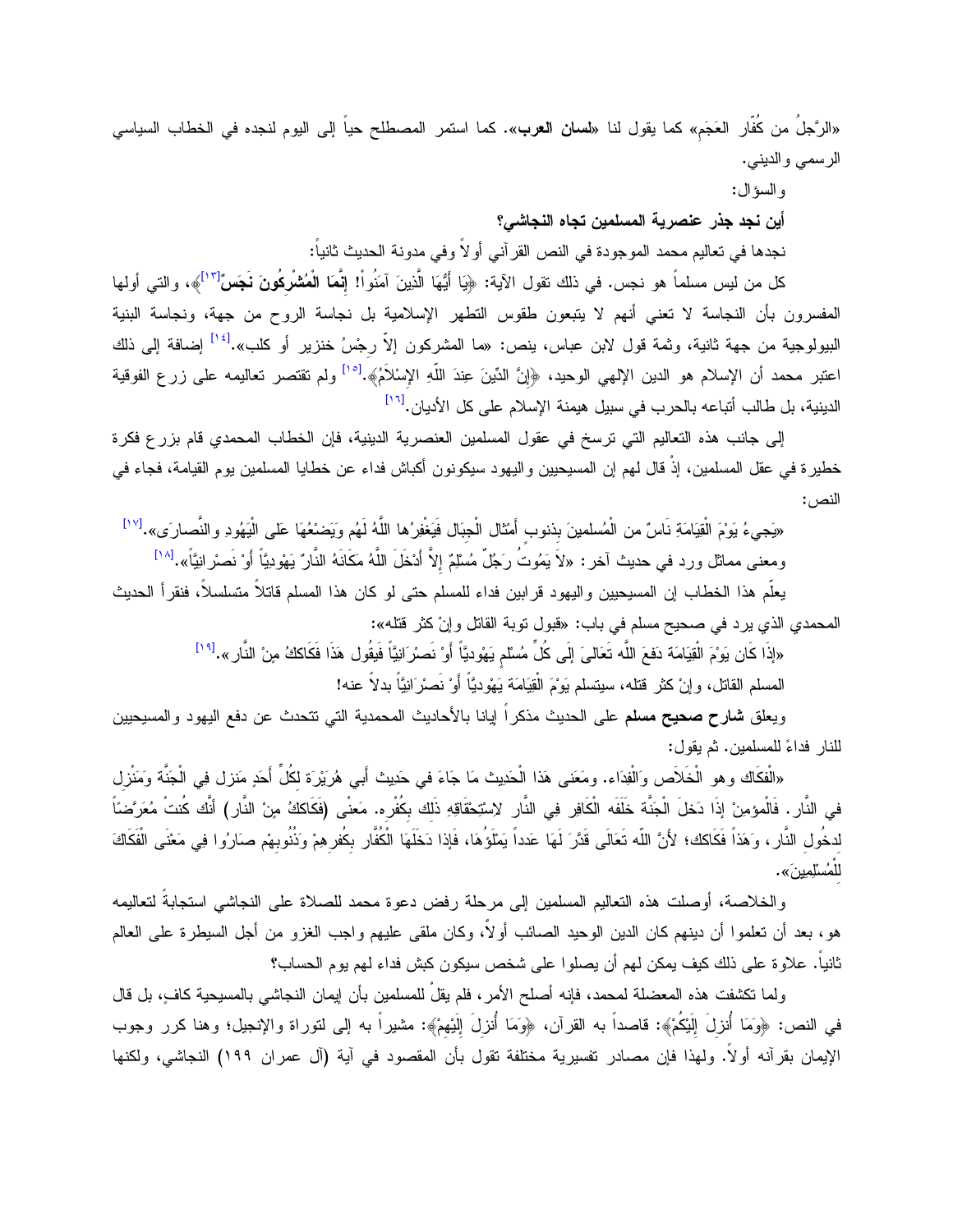«الرَّجلُ من كُفّار العَجَمِ» كما يقول لنا «**لسان العرب**». كما استمر المصطلح حياً إلى اليوم لنجده في الخطاب السياسي الرسمي والديني.

والسؤال:

**أين نجد جذر عنصرية المسلمين تجاه النجاشي؟**

نجدها في تعاليم محمد الموجودة في النص القرآني أولاً وفي مدونة الحديث ثانياً:

كل من ليس مسلماً هو نجس. في ذلك تقول الآية: ﴿يَا أَيُّهَا الَّذِينَ آمَنُواْ! **إِنَّمَا الْمُشْرِكُونَ نَجَسٌ**[١٣]﴾، والتي أولها المفسرون بأن النجاسة لا تعني أنهم لا يتبعون طقوس التطهر الإسلامية بل نجاسة الروح من جهة، ونجاسة البنية البيولوجية من جهة ثانية، وثمة قول لابن عباس، ينص: «ما المشركون إلاّ رِجْسُ خنزير أو كلب».[١٤] إضافة إلى ذلك اعتبر محمد أن الإسلام هو الدين الإلهي الوحيد، ﴿إِنَّ الدِّينَ عِندَ اللّهِ الإِسْلاَمُ﴾.[١٥] ولم تقتصر تعاليمه على زرع الفوقية الدينية، بل طالب أتباعه بالحرب في سبيل هيمنة الإسلام على كل الأديان.[١٦]

إلى جانب هذه التعاليم التي ترسخ في عقول المسلمين العنصرية الدينية، فإن الخطاب المحمدي قام بزرع فكرة خطيرة في عقل المسلمين، إذْ قال لهم إن المسيحيين واليهود سيكونون أكباش فداء عن خطايا المسلمين يوم القيامة، فجاء في النص:

«يَجِيءُ يَوْمَ الْقِيَامَةِ نَاسٌ من الْمُسلمينَ بِذنوبٍ أَمْثَالِ الْجِبَالِ فَيَغْفِرُها اللَّهُ لَهُم وَيَضَعُهَا عَلى الْيَهُودِ والنَّصارَى».[١٧]

ومعنى مماثل ورد في حديث آخر: «لاَ يَمُوتُ رَجُلٌ مُسْلِمٌ إِلاَّ أَدْخَلَ اللَّهُ مَكَانَهُ النَّارَ يَهُودِيّاً أَوْ نَصرْانِيّاً».[١٨]

يعلّم هذا الخطاب إن المسيحيين واليهود قرابين فداء للمسلم حتى لو كان هذا المسلم قاتلاً متسلسلاً، فنقرأ الحديث المحمدي الذي يرد في صحيح مسلم في باب: «قبول توبة القاتل وإنْ كثر قتله»:

«إِذَا كَانَ يَوْمَ الْقِيَامَةِ دَفَعَ اللَّه تَعَالىَ إِلَى كُلِّ مُسْلِمٍ يَهُودِيّاً أَوْ نَصرْانِيّاً فَيقُول هَذَا فَكَاكُكُ مِنْ النَّار».[١٩]

المسلم القاتل، وإنْ كثر قتله، سيتسلم يَوْمَ الْقِيَامَة يَهُودِيّاً أَوْ نَصرْانِيّاً بدلاً عنه!

ويعلق **شارح صحيح مسلم** على الحديث مذكراً إيانا بالأحاديث المحمدية التي تتحدث عن دفع اليهود والمسيحيين للنار فداءً للمسلمين. ثم يقول:

«الْفكَاك وهو الْخَلَاص وَالْفِدَاء. ومَعَنى هَذا الْحَدِيث مَا جَاءَ في حَدِيث أَبِي هُرَيْرَة لِكُلِّ أَحَدٍ مَنزل في الْجَنَّة وَمَنْزِل في النَّار. فَالْمؤمنْ إِذَا دَخلَ الْجَنَّة خَلَفَه الْكَافِر فِي النَّار لِاسْتِحْقَاقِهِ ذَلِك بِكُفْرِه. مَعْنَى (فَكَاكك مِنْ النَّار) أَنَّك كُنتَ مُعَرَّضاً لِدخُول النَّار، وَهَذاَ فَكَاكك؛ لِأَنَّ اللّه تَعَالَى قَدَّرَ لَهَا عَدداً يَمْلَؤُهَا، فَإِذا دَخَلَهَا الْكُفَّار بِكُفرِهمْ وَذُنُوبِهِمْ صَارُوا فِي مَعْنَى الْفَكَاكَ لِلْمُسْلِمِينَ».

والخلاصة، أوصلت هذه التعاليم المسلمين إلى مرحلة رفض دعوة محمد للصلاة على النجاشي استجابةً لتعاليمه هو، بعد أن تعلموا أن دينهم كان الدين الوحيد الصائب أولاً، وكان ملقى عليهم واجب الغزو من أجل السيطرة على العالم ثانياً. علاوة على ذلك كيف يمكن لهم أن يصلوا على شخص سيكون كبش فداء لهم يوم الحساب؟

ولما تكشفت هذه المعضلة لمحمد، فإنه أصلح الأمر، فلم يقلْ للمسلمين بأن إيمان النجاشي بالمسيحية كاف، بل قال في النص: ﴿وَمَا أُنزِلَ إِلَيْكُمْ﴾: قاصداً به القرآن، ﴿وَمَا أُنزِلَ إِلَيْهِمْ﴾: مشيراً به إلى لتوراة والإنجيل؛ وهنا كرر وجوب الإيمان بقرآنه أولاً. ولهذا فإن مصادر تفسيرية مختلفة تقول بأن المقصود في آية (آل عمران ١٩٩) النجاشي، ولكنها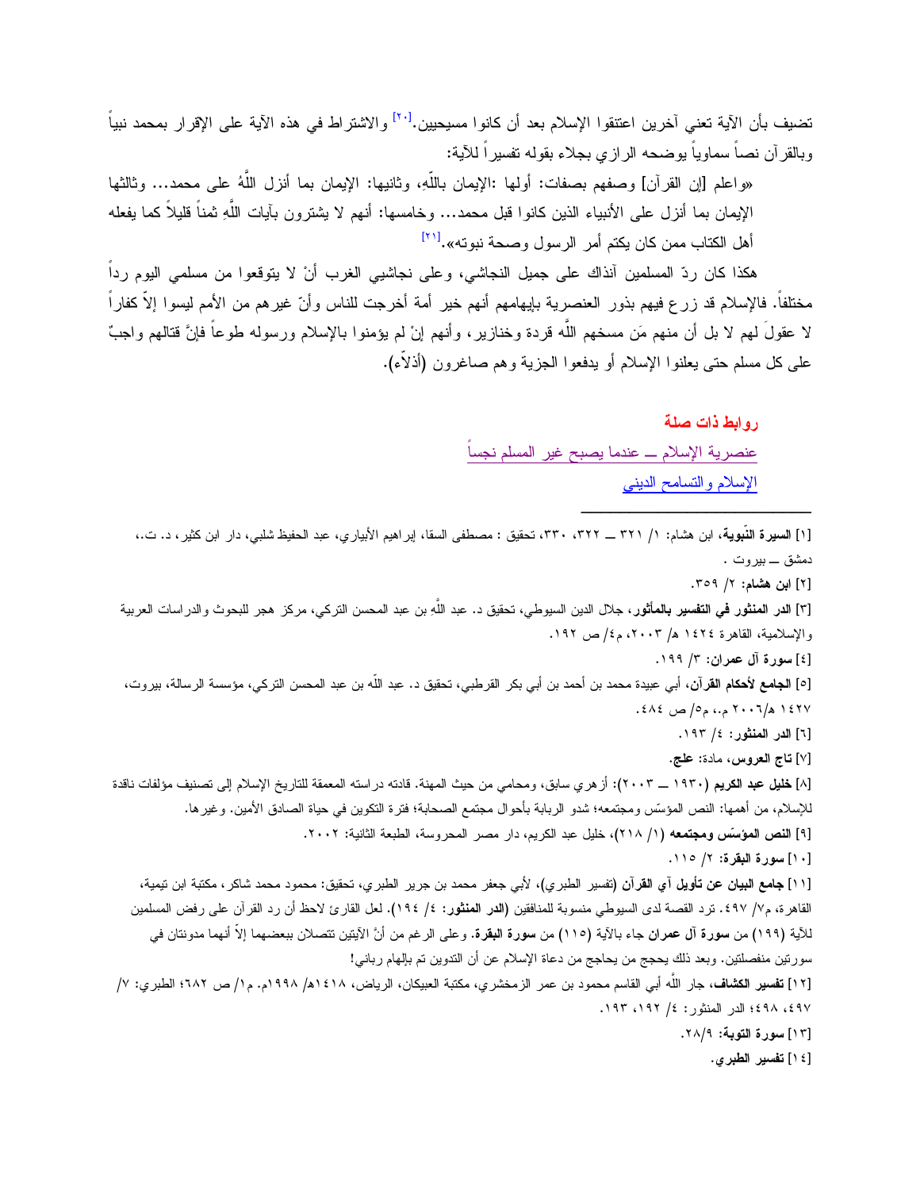تضيف بأن الآية تعني آخرين اعتنقوا الإسلام بعد أن كانوا مسيحيين.[٢٠] والاشتراط في هذه الآية على الإقرار بمحمد نبياً وبالقرآن نصاً سماوياً يوضحه الرازي بجلاء بقوله تفسيراً للآية:

«واعلم [إن القرآن] وصفهم بصفات: أولها :الإيمان باللّهِ، وثانيها: الإيمان بما أنزل اللَّهُ على محمد... وثالثها الإيمان بما أنزل على الأنبياء الذين كانوا قبل محمد... وخامسها: أنهم لا يشترون بآيات اللَّهِ ثمناً قليلاً كما يفعله أهل الكتاب ممن كان يكتم أمر الرسول وصحة نبوته».[٢١]

هكذا كان ردّ المسلمين آنذاك على جميل النجاشي، وعلى نجاشيي الغرب أنْ لا يتوقعوا من مسلمي اليوم رداً مختلفاً. فالإسلام قد زرع فيهم بذور العنصرية بإيهامهم أنهم خير أمة أخرجت للناس وأنّ غيرهم من الأمم ليسوا إلاّ كفاراً لا عقولَ لهم لا بل أن منهم مَن مسخهم اللّه قردة وخنازير، وأنهم إنْ لم يؤمنوا بالإسلام ورسوله طوعاً فإنَّ قتالهم واجبٌ على كل مسلم حتى يعلنوا الإسلام أو يدفعوا الجزية وهم صاغرون (أذلّاء).

**روابط ذات صلة**

عنصرية الإسلام ــ عندما يصبح غير المسلم نجساً

الإسلام والتسامح الديني

---

[١] **السيرة النّبوية**، ابن هشام: ١/ ٣٢١ ــ ٣٢٢، ٣٣٠، تحقيق : مصطفى السقا، إبراهيم الأبياري، عبد الحفيظ شلبي، دار ابن كثير، د. ت.، دمشق ــ بيروت .

[٢] **ابن هشام**: ٢/ ٣٥٩.

[٣] **الدر المنثور في التفسير بالمأثور**، جلال الدين السيوطي، تحقيق د. عبد اللّهِ بن عبد المحسن التركي، مركز هجر للبحوث والدراسات العربية والإسلامية، القاهرة ١٤٢٤ هـ/ ٢٠٠٣، م٤/ ص ١٩٢.

[٤] **سورة آل عمران**: ٣/ ١٩٩.

[٥] **الجامع لأحكام القرآن**، أبي عبيدة محمد بن أحمد بن أبي بكر القرطبي، تحقيق د. عبد اللّه بن عبد المحسن التركي، مؤسسة الرسالة، بيروت، ١٤٢٧ هـ/٢٠٠٦ م.، م٥/ ص ٤٨٤.

[٦] **الدر المنثور**: ٤/ ١٩٣.

[٧] **تاج العروس**، مادة: **علج**.

[٨] **خليل عبد الكريم** (١٩٣٠ ــ ٢٠٠٣): أزهري سابق، ومحامي من حيث المهنة. قادته دراسته المعمقة للتاريخ الإسلام إلى تصنيف مؤلفات ناقدة للإسلام، من أهمها: النص المؤسّس ومجتمعه؛ شدو الربابة بأحوال مجتمع الصحابة؛ فترة التكوين في حياة الصادق الأمين. وغيرها.

[٩] **النص المؤسّس ومجتمعه** (١/ ٢١٨)، خليل عبد الكريم، دار مصر المحروسة، الطبعة الثانية: ٢٠٠٢.

[١٠] **سورة البقرة**: ٢/ ١١٥.

[١١] **جامع البيان عن تأويل آي القرآن** (تفسير الطبري)، لأبي جعفر محمد بن جرير الطبري، تحقيق: محمود محمد شاكر، مكتبة ابن تيمية، القاهرة، م٧/ ٤٩٧. ترد القصة لدى السيوطي منسوبة للمنافقين (**الدر المنثور**: ٤/ ١٩٤). لعل القارئ لاحظ أن رد القرآن على رفض المسلمين للآية (١٩٩) من **سورة آل عمران** جاء بالآية (١١٥) من **سورة البقرة**. وعلى الرغم من أنَّ الآيتين تتصلان ببعضهما إلاّ أنهما مدونتان في سورتين منفصلتين. وبعد ذلك يحجج من يحاجج من دعاة الإسلام عن أن التدوين تم بإلهام رباني!

[١٢] **تفسير الكشاف**، جار اللّه أبي القاسم محمود بن عمر الزمخشري، مكتبة العبيكان، الرياض، ١٤١٨هـ/ ١٩٩٨م. م١/ ص ٦٨٢؛ الطبري: ٧/ ٤٩٧، ٤٩٨؛ الدر المنثور: ٤/ ١٩٢، ١٩٣.

[١٣] **سورة التوبة**: ٢٨/٩.

[١٤] **تفسير الطبري**.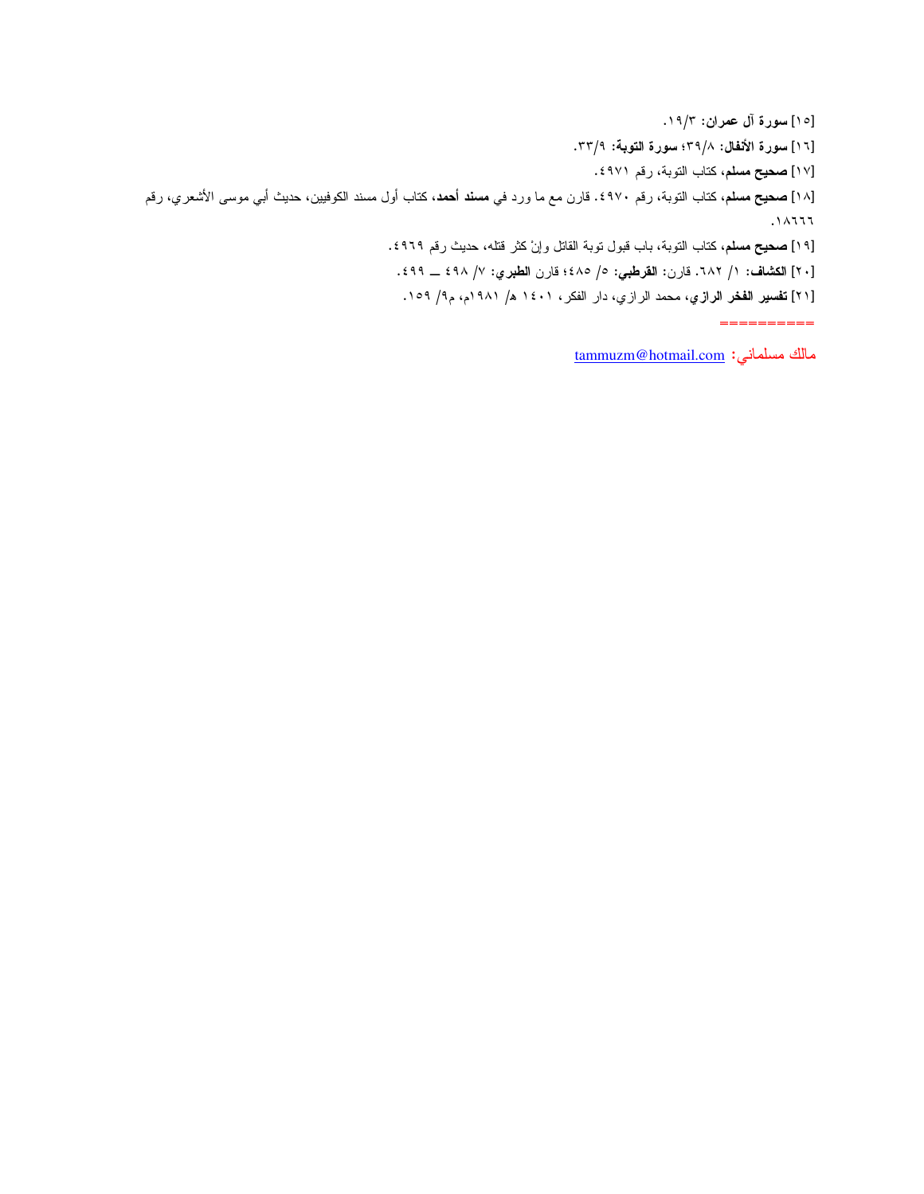[١٥] **سورة آل عمران**: ٣/١٩.

[١٦] **سورة الأنفال**: ٨/٣٩؛ **سورة التوبة**: ٩/٣٣.

[١٧] **صحيح مسلم**، كتاب التوبة، رقم ٤٩٧١.

[١٨] **صحيح مسلم**، كتاب التوبة، رقم ٤٩٧٠. قارن مع ما ورد في **مسند أحمد**، كتاب أول مسند الكوفيين، حديث أبي موسى الأشعري، رقم ١٨٦٦٦.

[١٩] **صحيح مسلم**، كتاب التوبة، باب قبول توبة القاتل وإنْ كثر قتله، حديث رقم ٤٩٦٩.

[٢٠] **الكشاف**: ١/ ٦٨٢. قارن: **القرطبي**: ٥/ ٤٨٥؛ قارن **الطبري**: ٧/ ٤٩٨ ــ ٤٩٩.

[٢١] **تفسير الفخر الرازي**، محمد الرازي، دار الفكر، ١٤٠١ هـ/ ١٩٨١م، م٩/ ١٥٩.

==========

مالك مسلماني: tammuzm@hotmail.com